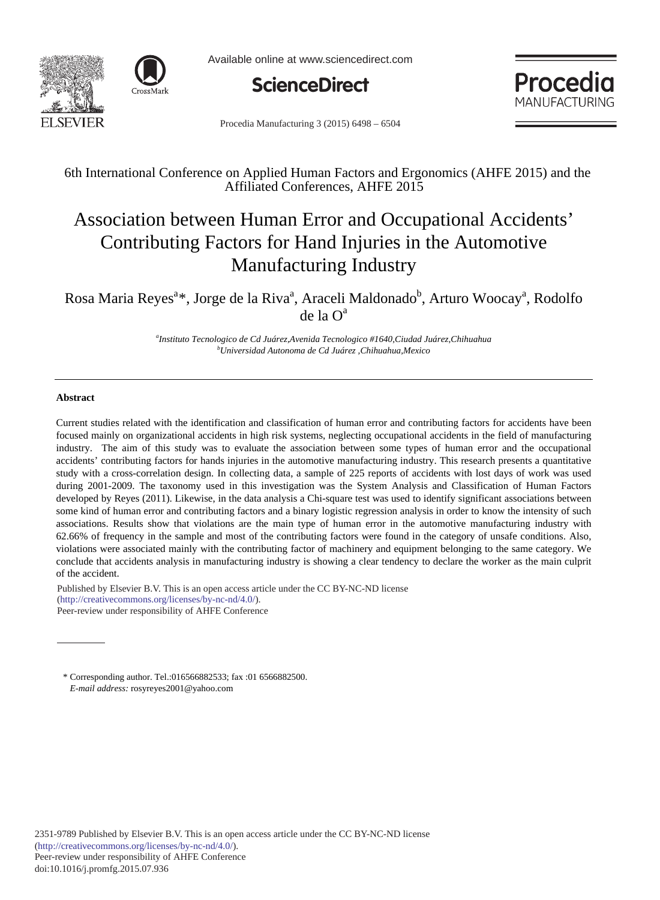6th International Conference on Applied Human Factors and Ergonomics (AHFE 2015) and the Affiliated Conferences, AHFE 2015

# Association between Human Error and Occupational Accidents' Contributing Factors for Hand Injuries in the Automotive Manufacturing Industry

Rosa Maria Reyes[a]*, Jorge de la Riva[a], Araceli Maldonado[b], Arturo Woocay[a], Rodolfo de la O[a]

[a]*Instituto Tecnologico de Cd Juárez,Avenida Tecnologico #1640,Ciudad Juárez,Chihuahua*
[b]*Universidad Autonoma de Cd Juárez ,Chihuahua,Mexico*

---

**Abstract**

Current studies related with the identification and classification of human error and contributing factors for accidents have been focused mainly on organizational accidents in high risk systems, neglecting occupational accidents in the field of manufacturing industry. The aim of this study was to evaluate the association between some types of human error and the occupational accidents' contributing factors for hands injuries in the automotive manufacturing industry. This research presents a quantitative study with a cross-correlation design. In collecting data, a sample of 225 reports of accidents with lost days of work was used during 2001-2009. The taxonomy used in this investigation was the System Analysis and Classification of Human Factors developed by Reyes (2011). Likewise, in the data analysis a Chi-square test was used to identify significant associations between some kind of human error and contributing factors and a binary logistic regression analysis in order to know the intensity of such associations. Results show that violations are the main type of human error in the automotive manufacturing industry with 62.66% of frequency in the sample and most of the contributing factors were found in the category of unsafe conditions. Also, violations were associated mainly with the contributing factor of machinery and equipment belonging to the same category. We conclude that accidents analysis in manufacturing industry is showing a clear tendency to declare the worker as the main culprit of the accident.

Published by Elsevier B.V. This is an open access article under the CC BY-NC-ND license (http://creativecommons.org/licenses/by-nc-nd/4.0/).
Peer-review under responsibility of AHFE Conference

---

\* Corresponding author. Tel.:016566882533; fax :01 6566882500.
*E-mail address:* rosyreyes2001@yahoo.com

2351-9789 Published by Elsevier B.V. This is an open access article under the CC BY-NC-ND license (http://creativecommons.org/licenses/by-nc-nd/4.0/).
Peer-review under responsibility of AHFE Conference
doi:10.1016/j.promfg.2015.07.936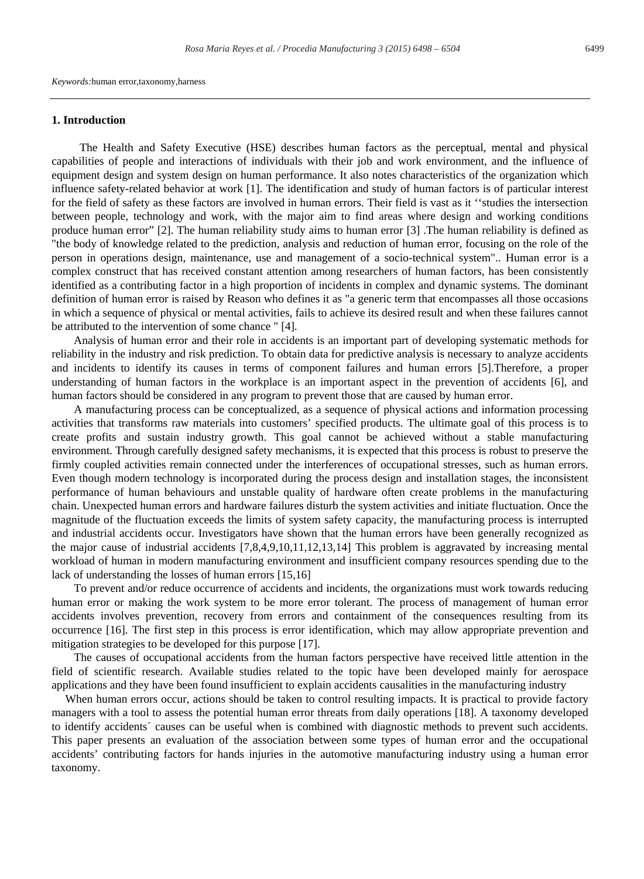*Keywords:*human error,taxonomy,harness

## 1. Introduction

The Health and Safety Executive (HSE) describes human factors as the perceptual, mental and physical capabilities of people and interactions of individuals with their job and work environment, and the influence of equipment design and system design on human performance. It also notes characteristics of the organization which influence safety-related behavior at work [1]. The identification and study of human factors is of particular interest for the field of safety as these factors are involved in human errors. Their field is vast as it ''studies the intersection between people, technology and work, with the major aim to find areas where design and working conditions produce human error" [2]. The human reliability study aims to human error [3] .The human reliability is defined as "the body of knowledge related to the prediction, analysis and reduction of human error, focusing on the role of the person in operations design, maintenance, use and management of a socio-technical system".. Human error is a complex construct that has received constant attention among researchers of human factors, has been consistently identified as a contributing factor in a high proportion of incidents in complex and dynamic systems. The dominant definition of human error is raised by Reason who defines it as "a generic term that encompasses all those occasions in which a sequence of physical or mental activities, fails to achieve its desired result and when these failures cannot be attributed to the intervention of some chance " [4].

Analysis of human error and their role in accidents is an important part of developing systematic methods for reliability in the industry and risk prediction. To obtain data for predictive analysis is necessary to analyze accidents and incidents to identify its causes in terms of component failures and human errors [5].Therefore, a proper understanding of human factors in the workplace is an important aspect in the prevention of accidents [6], and human factors should be considered in any program to prevent those that are caused by human error.

A manufacturing process can be conceptualized, as a sequence of physical actions and information processing activities that transforms raw materials into customers' specified products. The ultimate goal of this process is to create profits and sustain industry growth. This goal cannot be achieved without a stable manufacturing environment. Through carefully designed safety mechanisms, it is expected that this process is robust to preserve the firmly coupled activities remain connected under the interferences of occupational stresses, such as human errors. Even though modern technology is incorporated during the process design and installation stages, the inconsistent performance of human behaviours and unstable quality of hardware often create problems in the manufacturing chain. Unexpected human errors and hardware failures disturb the system activities and initiate fluctuation. Once the magnitude of the fluctuation exceeds the limits of system safety capacity, the manufacturing process is interrupted and industrial accidents occur. Investigators have shown that the human errors have been generally recognized as the major cause of industrial accidents [7,8,4,9,10,11,12,13,14] This problem is aggravated by increasing mental workload of human in modern manufacturing environment and insufficient company resources spending due to the lack of understanding the losses of human errors [15,16]

To prevent and/or reduce occurrence of accidents and incidents, the organizations must work towards reducing human error or making the work system to be more error tolerant. The process of management of human error accidents involves prevention, recovery from errors and containment of the consequences resulting from its occurrence [16]. The first step in this process is error identification, which may allow appropriate prevention and mitigation strategies to be developed for this purpose [17].

The causes of occupational accidents from the human factors perspective have received little attention in the field of scientific research. Available studies related to the topic have been developed mainly for aerospace applications and they have been found insufficient to explain accidents causalities in the manufacturing industry

When human errors occur, actions should be taken to control resulting impacts. It is practical to provide factory managers with a tool to assess the potential human error threats from daily operations [18]. A taxonomy developed to identify accidents´ causes can be useful when is combined with diagnostic methods to prevent such accidents. This paper presents an evaluation of the association between some types of human error and the occupational accidents' contributing factors for hands injuries in the automotive manufacturing industry using a human error taxonomy.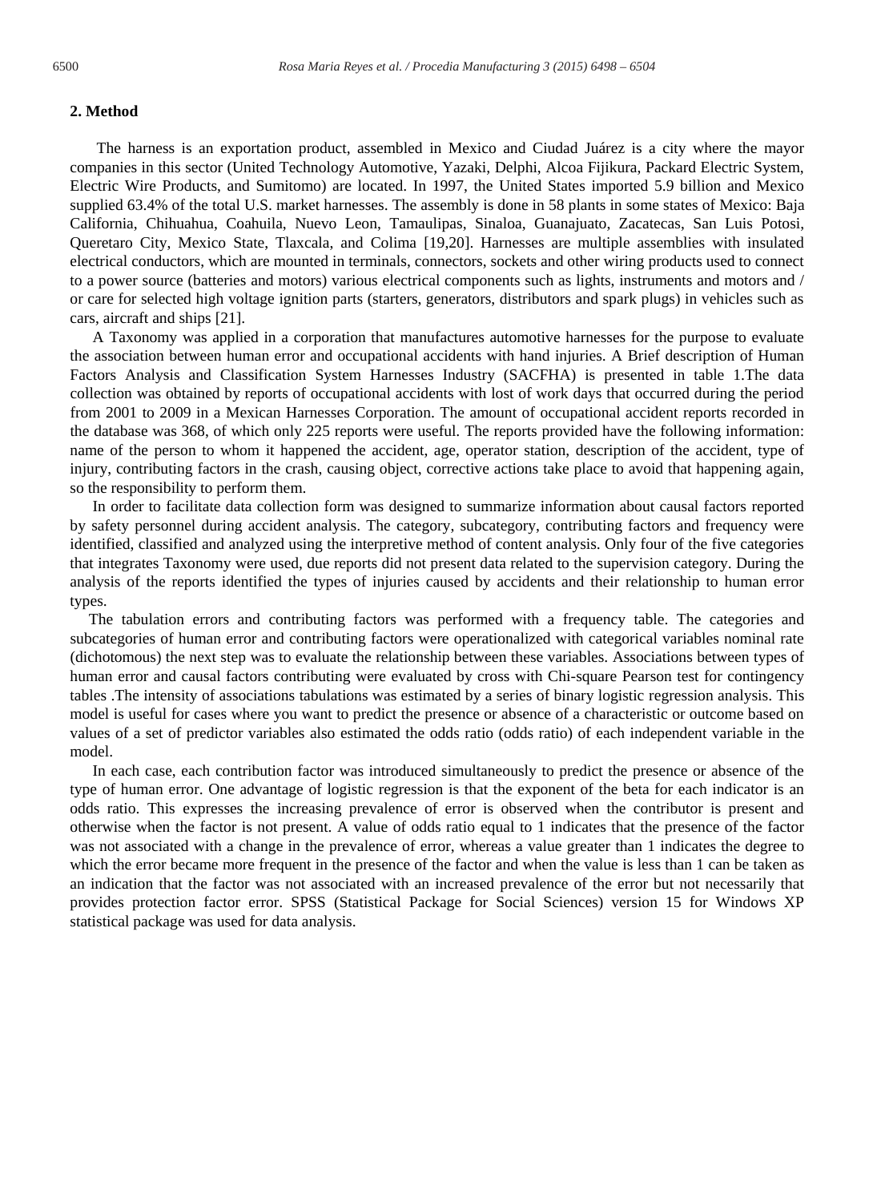## 2. Method

The harness is an exportation product, assembled in Mexico and Ciudad Juárez is a city where the mayor companies in this sector (United Technology Automotive, Yazaki, Delphi, Alcoa Fijikura, Packard Electric System, Electric Wire Products, and Sumitomo) are located. In 1997, the United States imported 5.9 billion and Mexico supplied 63.4% of the total U.S. market harnesses. The assembly is done in 58 plants in some states of Mexico: Baja California, Chihuahua, Coahuila, Nuevo Leon, Tamaulipas, Sinaloa, Guanajuato, Zacatecas, San Luis Potosi, Queretaro City, Mexico State, Tlaxcala, and Colima [19,20]. Harnesses are multiple assemblies with insulated electrical conductors, which are mounted in terminals, connectors, sockets and other wiring products used to connect to a power source (batteries and motors) various electrical components such as lights, instruments and motors and / or care for selected high voltage ignition parts (starters, generators, distributors and spark plugs) in vehicles such as cars, aircraft and ships [21].

A Taxonomy was applied in a corporation that manufactures automotive harnesses for the purpose to evaluate the association between human error and occupational accidents with hand injuries. A Brief description of Human Factors Analysis and Classification System Harnesses Industry (SACFHA) is presented in table 1.The data collection was obtained by reports of occupational accidents with lost of work days that occurred during the period from 2001 to 2009 in a Mexican Harnesses Corporation. The amount of occupational accident reports recorded in the database was 368, of which only 225 reports were useful. The reports provided have the following information: name of the person to whom it happened the accident, age, operator station, description of the accident, type of injury, contributing factors in the crash, causing object, corrective actions take place to avoid that happening again, so the responsibility to perform them.

In order to facilitate data collection form was designed to summarize information about causal factors reported by safety personnel during accident analysis. The category, subcategory, contributing factors and frequency were identified, classified and analyzed using the interpretive method of content analysis. Only four of the five categories that integrates Taxonomy were used, due reports did not present data related to the supervision category. During the analysis of the reports identified the types of injuries caused by accidents and their relationship to human error types.

The tabulation errors and contributing factors was performed with a frequency table. The categories and subcategories of human error and contributing factors were operationalized with categorical variables nominal rate (dichotomous) the next step was to evaluate the relationship between these variables. Associations between types of human error and causal factors contributing were evaluated by cross with Chi-square Pearson test for contingency tables .The intensity of associations tabulations was estimated by a series of binary logistic regression analysis. This model is useful for cases where you want to predict the presence or absence of a characteristic or outcome based on values of a set of predictor variables also estimated the odds ratio (odds ratio) of each independent variable in the model.

In each case, each contribution factor was introduced simultaneously to predict the presence or absence of the type of human error. One advantage of logistic regression is that the exponent of the beta for each indicator is an odds ratio. This expresses the increasing prevalence of error is observed when the contributor is present and otherwise when the factor is not present. A value of odds ratio equal to 1 indicates that the presence of the factor was not associated with a change in the prevalence of error, whereas a value greater than 1 indicates the degree to which the error became more frequent in the presence of the factor and when the value is less than 1 can be taken as an indication that the factor was not associated with an increased prevalence of the error but not necessarily that provides protection factor error. SPSS (Statistical Package for Social Sciences) version 15 for Windows XP statistical package was used for data analysis.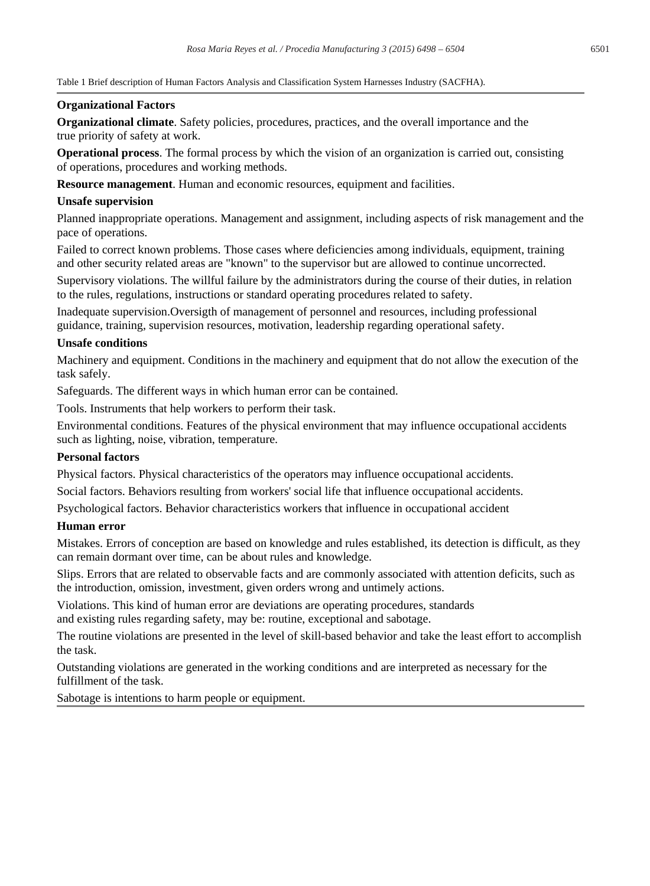Table 1 Brief description of Human Factors Analysis and Classification System Harnesses Industry (SACFHA).

**Organizational Factors**

**Organizational climate**. Safety policies, procedures, practices, and the overall importance and the true priority of safety at work.

**Operational process**. The formal process by which the vision of an organization is carried out, consisting of operations, procedures and working methods.

**Resource management**. Human and economic resources, equipment and facilities.

**Unsafe supervision**

Planned inappropriate operations. Management and assignment, including aspects of risk management and the pace of operations.

Failed to correct known problems. Those cases where deficiencies among individuals, equipment, training and other security related areas are "known" to the supervisor but are allowed to continue uncorrected.

Supervisory violations. The willful failure by the administrators during the course of their duties, in relation to the rules, regulations, instructions or standard operating procedures related to safety.

Inadequate supervision.Oversigth of management of personnel and resources, including professional guidance, training, supervision resources, motivation, leadership regarding operational safety.

**Unsafe conditions**

Machinery and equipment. Conditions in the machinery and equipment that do not allow the execution of the task safely.

Safeguards. The different ways in which human error can be contained.

Tools. Instruments that help workers to perform their task.

Environmental conditions. Features of the physical environment that may influence occupational accidents such as lighting, noise, vibration, temperature.

**Personal factors**

Physical factors. Physical characteristics of the operators may influence occupational accidents.

Social factors. Behaviors resulting from workers' social life that influence occupational accidents.

Psychological factors. Behavior characteristics workers that influence in occupational accident

**Human error**

Mistakes. Errors of conception are based on knowledge and rules established, its detection is difficult, as they can remain dormant over time, can be about rules and knowledge.

Slips. Errors that are related to observable facts and are commonly associated with attention deficits, such as the introduction, omission, investment, given orders wrong and untimely actions.

Violations. This kind of human error are deviations are operating procedures, standards and existing rules regarding safety, may be: routine, exceptional and sabotage.

The routine violations are presented in the level of skill-based behavior and take the least effort to accomplish the task.

Outstanding violations are generated in the working conditions and are interpreted as necessary for the fulfillment of the task.

Sabotage is intentions to harm people or equipment.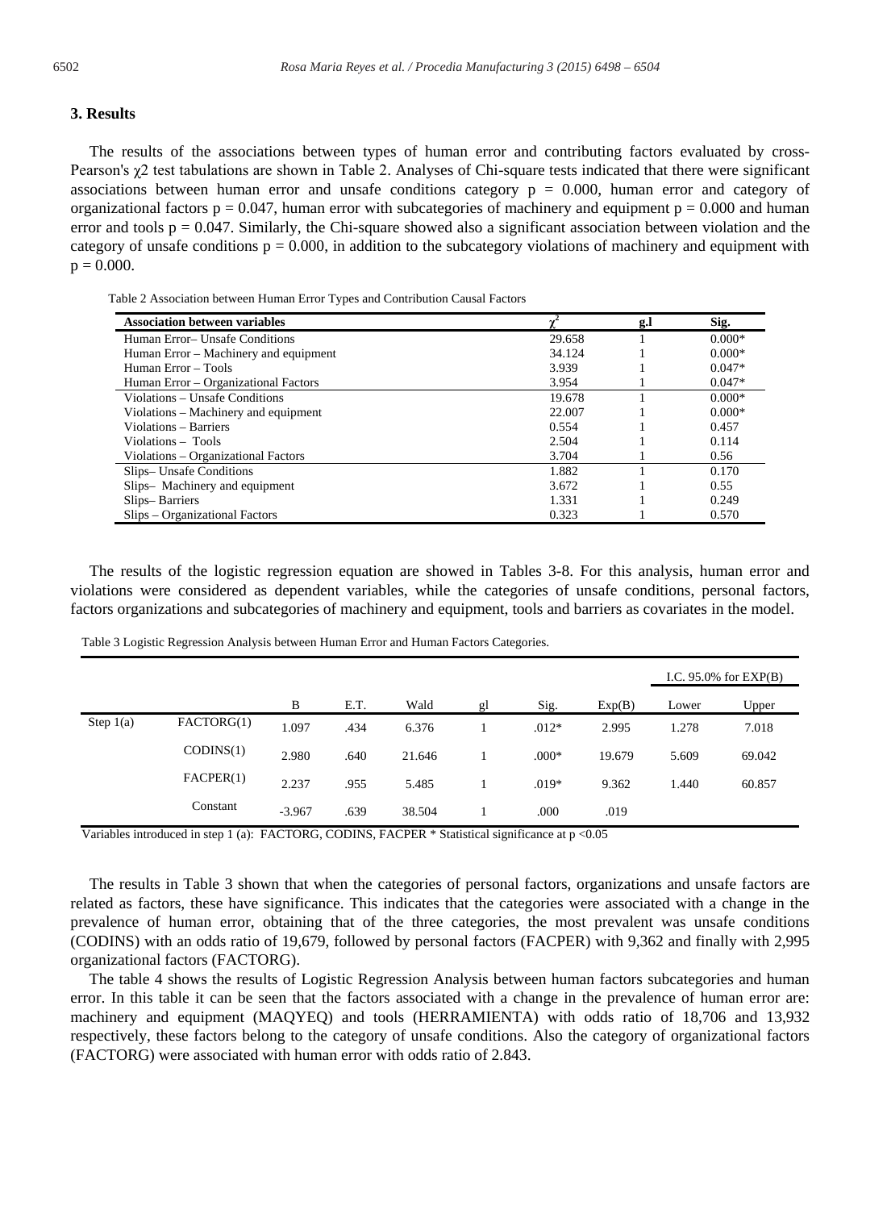## 3. Results

The results of the associations between types of human error and contributing factors evaluated by cross-Pearson's $\chi 2$ test tabulations are shown in Table 2. Analyses of Chi-square tests indicated that there were significant associations between human error and unsafe conditions category $p = 0.000$, human error and category of organizational factors $p = 0.047$, human error with subcategories of machinery and equipment $p = 0.000$ and human error and tools $p = 0.047$. Similarly, the Chi-square showed also a significant association between violation and the category of unsafe conditions $p = 0.000$, in addition to the subcategory violations of machinery and equipment with $p = 0.000$.

Table 2 Association between Human Error Types and Contribution Causal Factors

| Association between variables | $\chi^2$ | g.l | Sig. |
|---|---|---|---|
| Human Error– Unsafe Conditions | 29.658 | 1 | 0.000* |
| Human Error – Machinery and equipment | 34.124 | 1 | 0.000* |
| Human Error – Tools | 3.939 | 1 | 0.047* |
| Human Error – Organizational Factors | 3.954 | 1 | 0.047* |
| Violations – Unsafe Conditions | 19.678 | 1 | 0.000* |
| Violations – Machinery and equipment | 22.007 | 1 | 0.000* |
| Violations – Barriers | 0.554 | 1 | 0.457 |
| Violations – Tools | 2.504 | 1 | 0.114 |
| Violations – Organizational Factors | 3.704 | 1 | 0.56 |
| Slips– Unsafe Conditions | 1.882 | 1 | 0.170 |
| Slips– Machinery and equipment | 3.672 | 1 | 0.55 |
| Slips– Barriers | 1.331 | 1 | 0.249 |
| Slips – Organizational Factors | 0.323 | 1 | 0.570 |

The results of the logistic regression equation are showed in Tables 3-8. For this analysis, human error and violations were considered as dependent variables, while the categories of unsafe conditions, personal factors, factors organizations and subcategories of machinery and equipment, tools and barriers as covariates in the model.

Table 3 Logistic Regression Analysis between Human Error and Human Factors Categories.

| | | | | | | | | I.C. 95.0% for EXP(B) | |
|---|---|---|---|---|---|---|---|---|---|
| | | B | E.T. | Wald | gl | Sig. | Exp(B) | Lower | Upper |
| Step 1(a) | FACTORG(1) | 1.097 | .434 | 6.376 | 1 | .012* | 2.995 | 1.278 | 7.018 |
| | CODINS(1) | 2.980 | .640 | 21.646 | 1 | .000* | 19.679 | 5.609 | 69.042 |
| | FACPER(1) | 2.237 | .955 | 5.485 | 1 | .019* | 9.362 | 1.440 | 60.857 |
| | Constant | -3.967 | .639 | 38.504 | 1 | .000 | .019 | | |

Variables introduced in step 1 (a): FACTORG, CODINS, FACPER * Statistical significance at p <0.05

The results in Table 3 shown that when the categories of personal factors, organizations and unsafe factors are related as factors, these have significance. This indicates that the categories were associated with a change in the prevalence of human error, obtaining that of the three categories, the most prevalent was unsafe conditions (CODINS) with an odds ratio of 19,679, followed by personal factors (FACPER) with 9,362 and finally with 2,995 organizational factors (FACTORG).

The table 4 shows the results of Logistic Regression Analysis between human factors subcategories and human error. In this table it can be seen that the factors associated with a change in the prevalence of human error are: machinery and equipment (MAQYEQ) and tools (HERRAMIENTA) with odds ratio of 18,706 and 13,932 respectively, these factors belong to the category of unsafe conditions. Also the category of organizational factors (FACTORG) were associated with human error with odds ratio of 2.843.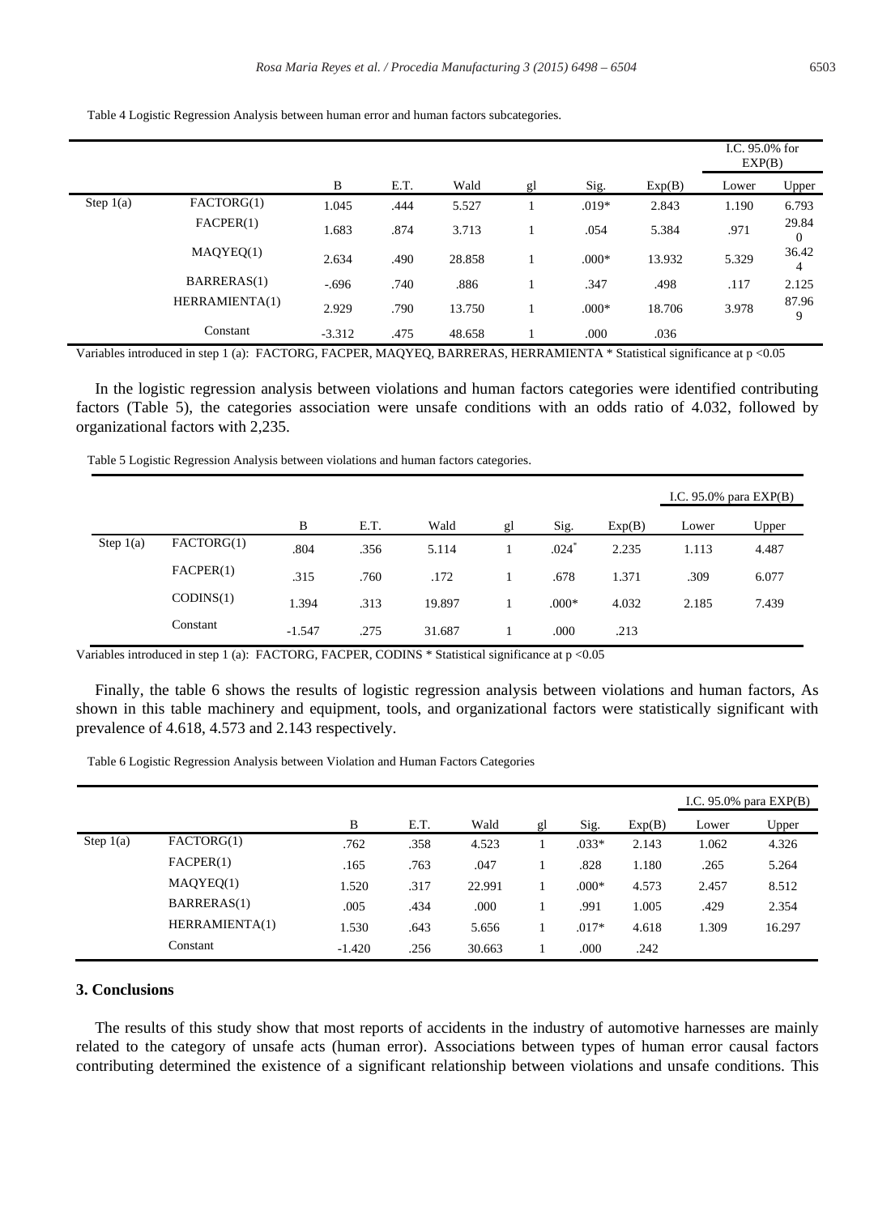Table 4 Logistic Regression Analysis between human error and human factors subcategories.

| | | B | E.T. | Wald | gl | Sig. | Exp(B) | I.C. 95.0% for EXP(B) | |
|---|---|---|---|---|---|---|---|---|---|
| | | | | | | | | Lower | Upper |
| Step 1(a) | FACTORG(1) | 1.045 | .444 | 5.527 | 1 | .019* | 2.843 | 1.190 | 6.793 |
| | FACPER(1) | 1.683 | .874 | 3.713 | 1 | .054 | 5.384 | .971 | 29.840 |
| | MAQYEQ(1) | 2.634 | .490 | 28.858 | 1 | .000* | 13.932 | 5.329 | 36.424 |
| | BARRERAS(1) | -.696 | .740 | .886 | 1 | .347 | .498 | .117 | 2.125 |
| | HERRAMIENTA(1) | 2.929 | .790 | 13.750 | 1 | .000* | 18.706 | 3.978 | 87.969 |
| | Constant | -3.312 | .475 | 48.658 | 1 | .000 | .036 | | |

Variables introduced in step 1 (a): FACTORG, FACPER, MAQYEQ, BARRERAS, HERRAMIENTA * Statistical significance at p <0.05

In the logistic regression analysis between violations and human factors categories were identified contributing factors (Table 5), the categories association were unsafe conditions with an odds ratio of 4.032, followed by organizational factors with 2,235.

Table 5 Logistic Regression Analysis between violations and human factors categories.

| | | B | E.T. | Wald | gl | Sig. | Exp(B) | I.C. 95.0% para EXP(B) | |
|---|---|---|---|---|---|---|---|---|---|
| | | | | | | | | Lower | Upper |
| Step 1(a) | FACTORG(1) | .804 | .356 | 5.114 | 1 | .024* | 2.235 | 1.113 | 4.487 |
| | FACPER(1) | .315 | .760 | .172 | 1 | .678 | 1.371 | .309 | 6.077 |
| | CODINS(1) | 1.394 | .313 | 19.897 | 1 | .000* | 4.032 | 2.185 | 7.439 |
| | Constant | -1.547 | .275 | 31.687 | 1 | .000 | .213 | | |

Variables introduced in step 1 (a): FACTORG, FACPER, CODINS * Statistical significance at p <0.05

Finally, the table 6 shows the results of logistic regression analysis between violations and human factors, As shown in this table machinery and equipment, tools, and organizational factors were statistically significant with prevalence of 4.618, 4.573 and 2.143 respectively.

Table 6 Logistic Regression Analysis between Violation and Human Factors Categories

| | | B | E.T. | Wald | gl | Sig. | Exp(B) | I.C. 95.0% para EXP(B) | |
|---|---|---|---|---|---|---|---|---|---|
| | | | | | | | | Lower | Upper |
| Step 1(a) | FACTORG(1) | .762 | .358 | 4.523 | 1 | .033* | 2.143 | 1.062 | 4.326 |
| | FACPER(1) | .165 | .763 | .047 | 1 | .828 | 1.180 | .265 | 5.264 |
| | MAQYEQ(1) | 1.520 | .317 | 22.991 | 1 | .000* | 4.573 | 2.457 | 8.512 |
| | BARRERAS(1) | .005 | .434 | .000 | 1 | .991 | 1.005 | .429 | 2.354 |
| | HERRAMIENTA(1) | 1.530 | .643 | 5.656 | 1 | .017* | 4.618 | 1.309 | 16.297 |
| | Constant | -1.420 | .256 | 30.663 | 1 | .000 | .242 | | |

## 3. Conclusions

The results of this study show that most reports of accidents in the industry of automotive harnesses are mainly related to the category of unsafe acts (human error). Associations between types of human error causal factors contributing determined the existence of a significant relationship between violations and unsafe conditions. This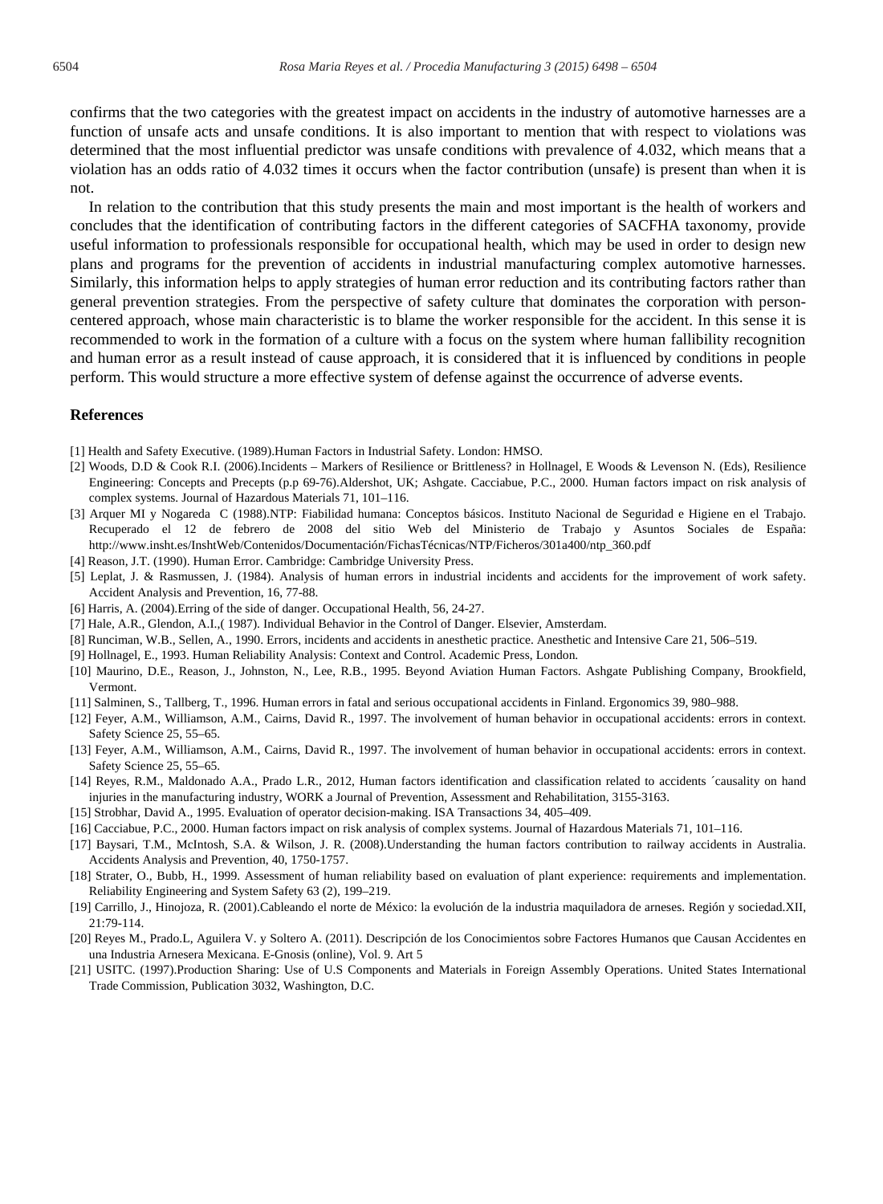confirms that the two categories with the greatest impact on accidents in the industry of automotive harnesses are a function of unsafe acts and unsafe conditions. It is also important to mention that with respect to violations was determined that the most influential predictor was unsafe conditions with prevalence of 4.032, which means that a violation has an odds ratio of 4.032 times it occurs when the factor contribution (unsafe) is present than when it is not.

In relation to the contribution that this study presents the main and most important is the health of workers and concludes that the identification of contributing factors in the different categories of SACFHA taxonomy, provide useful information to professionals responsible for occupational health, which may be used in order to design new plans and programs for the prevention of accidents in industrial manufacturing complex automotive harnesses. Similarly, this information helps to apply strategies of human error reduction and its contributing factors rather than general prevention strategies. From the perspective of safety culture that dominates the corporation with person-centered approach, whose main characteristic is to blame the worker responsible for the accident. In this sense it is recommended to work in the formation of a culture with a focus on the system where human fallibility recognition and human error as a result instead of cause approach, it is considered that it is influenced by conditions in people perform. This would structure a more effective system of defense against the occurrence of adverse events.

## References

[1] Health and Safety Executive. (1989).Human Factors in Industrial Safety. London: HMSO.

[2] Woods, D.D & Cook R.I. (2006).Incidents – Markers of Resilience or Brittleness? in Hollnagel, E Woods & Levenson N. (Eds), Resilience Engineering: Concepts and Precepts (p.p 69-76).Aldershot, UK; Ashgate. Cacciabue, P.C., 2000. Human factors impact on risk analysis of complex systems. Journal of Hazardous Materials 71, 101–116.

[3] Arquer MI y Nogareda C (1988).NTP: Fiabilidad humana: Conceptos básicos. Instituto Nacional de Seguridad e Higiene en el Trabajo. Recuperado el 12 de febrero de 2008 del sitio Web del Ministerio de Trabajo y Asuntos Sociales de España: http://www.insht.es/InshtWeb/Contenidos/Documentación/FichasTécnicas/NTP/Ficheros/301a400/ntp_360.pdf

[4] Reason, J.T. (1990). Human Error. Cambridge: Cambridge University Press.

[5] Leplat, J. & Rasmussen, J. (1984). Analysis of human errors in industrial incidents and accidents for the improvement of work safety. Accident Analysis and Prevention, 16, 77-88.

[6] Harris, A. (2004).Erring of the side of danger. Occupational Health, 56, 24-27.

[7] Hale, A.R., Glendon, A.I.,( 1987). Individual Behavior in the Control of Danger. Elsevier, Amsterdam.

[8] Runciman, W.B., Sellen, A., 1990. Errors, incidents and accidents in anesthetic practice. Anesthetic and Intensive Care 21, 506–519.

[9] Hollnagel, E., 1993. Human Reliability Analysis: Context and Control. Academic Press, London.

[10] Maurino, D.E., Reason, J., Johnston, N., Lee, R.B., 1995. Beyond Aviation Human Factors. Ashgate Publishing Company, Brookfield, Vermont.

[11] Salminen, S., Tallberg, T., 1996. Human errors in fatal and serious occupational accidents in Finland. Ergonomics 39, 980–988.

[12] Feyer, A.M., Williamson, A.M., Cairns, David R., 1997. The involvement of human behavior in occupational accidents: errors in context. Safety Science 25, 55–65.

[13] Feyer, A.M., Williamson, A.M., Cairns, David R., 1997. The involvement of human behavior in occupational accidents: errors in context. Safety Science 25, 55–65.

[14] Reyes, R.M., Maldonado A.A., Prado L.R., 2012, Human factors identification and classification related to accidents ´causality on hand injuries in the manufacturing industry, WORK a Journal of Prevention, Assessment and Rehabilitation, 3155-3163.

[15] Strobhar, David A., 1995. Evaluation of operator decision-making. ISA Transactions 34, 405–409.

[16] Cacciabue, P.C., 2000. Human factors impact on risk analysis of complex systems. Journal of Hazardous Materials 71, 101–116.

[17] Baysari, T.M., McIntosh, S.A. & Wilson, J. R. (2008).Understanding the human factors contribution to railway accidents in Australia. Accidents Analysis and Prevention, 40, 1750-1757.

[18] Strater, O., Bubb, H., 1999. Assessment of human reliability based on evaluation of plant experience: requirements and implementation. Reliability Engineering and System Safety 63 (2), 199–219.

[19] Carrillo, J., Hinojoza, R. (2001).Cableando el norte de México: la evolución de la industria maquiladora de arneses. Región y sociedad.XII, 21:79-114.

[20] Reyes M., Prado.L, Aguilera V. y Soltero A. (2011). Descripción de los Conocimientos sobre Factores Humanos que Causan Accidentes en una Industria Arnesera Mexicana. E-Gnosis (online), Vol. 9. Art 5

[21] USITC. (1997).Production Sharing: Use of U.S Components and Materials in Foreign Assembly Operations. United States International Trade Commission, Publication 3032, Washington, D.C.